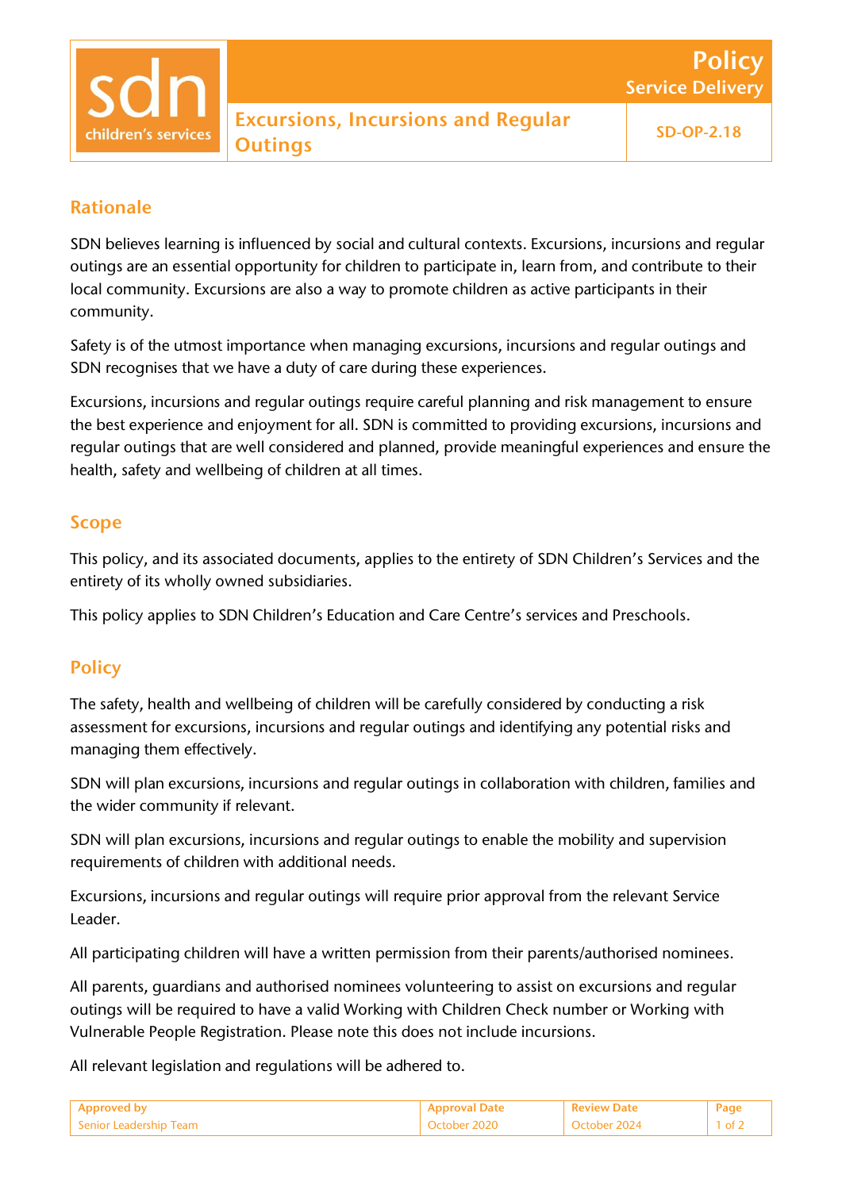# Excursions, Incursions and Regular Outings

**Policy – Service Delivery**

**SD-OP-2.18**

## Rationale

SDN believes learning is influenced by social and cultural contexts. Excursions, incursions and regular outings are an essential opportunity for children to participate in, learn from, and contribute to their local community. Excursions are also a way to promote children as active participants in their community.

Safety is of the utmost importance when managing excursions, incursions and regular outings and SDN recognises that we have a duty of care during these experiences.

Excursions, incursions and regular outings require careful planning and risk management to ensure the best experience and enjoyment for all. SDN is committed to providing excursions, incursions and regular outings that are well considered and planned, provide meaningful experiences and ensure the health, safety and wellbeing of children at all times.

## Scope

This policy, and its associated documents, applies to the entirety of SDN Children's Services and the entirety of its wholly owned subsidiaries.

This policy applies to SDN Children's Education and Care Centre's services and Preschools.

## Policy

The safety, health and wellbeing of children will be carefully considered by conducting a risk assessment for excursions, incursions and regular outings and identifying any potential risks and managing them effectively.

SDN will plan excursions, incursions and regular outings in collaboration with children, families and the wider community if relevant.

SDN will plan excursions, incursions and regular outings to enable the mobility and supervision requirements of children with additional needs.

Excursions, incursions and regular outings will require prior approval from the relevant Service Leader.

All participating children will have a written permission from their parents/authorised nominees.

All parents, guardians and authorised nominees volunteering to assist on excursions and regular outings will be required to have a valid Working with Children Check number or Working with Vulnerable People Registration. Please note this does not include incursions.

All relevant legislation and regulations will be adhered to.

| Approved by | Approval Date | Review Date |
| --- | --- | --- |
| Senior Leadership Team | October 2020 | October 2024 |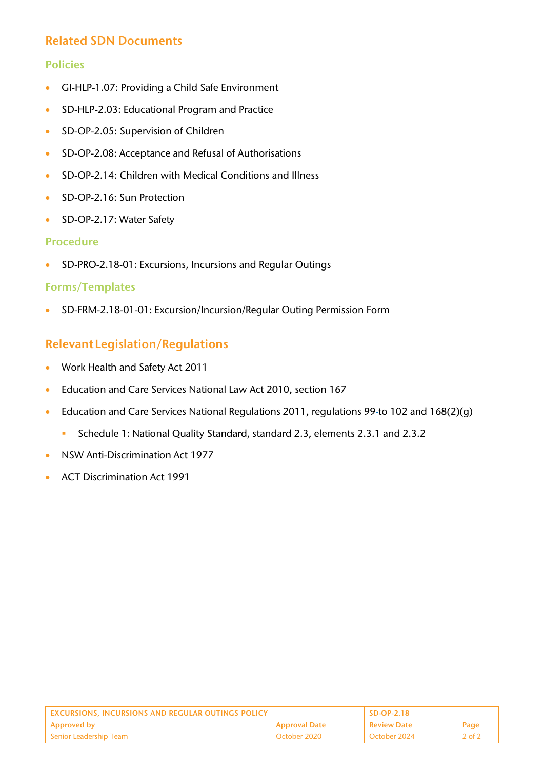## Related SDN Documents

### Policies

- GI-HLP-1.07: Providing a Child Safe Environment
- SD-HLP-2.03: Educational Program and Practice
- SD-OP-2.05: Supervision of Children
- SD-OP-2.08: Acceptance and Refusal of Authorisations
- SD-OP-2.14: Children with Medical Conditions and Illness
- SD-OP-2.16: Sun Protection
- SD-OP-2.17: Water Safety

### Procedure

- SD-PRO-2.18-01: Excursions, Incursions and Regular Outings

### Forms/Templates

- SD-FRM-2.18-01-01: Excursion/Incursion/Regular Outing Permission Form

## Relevant Legislation/Regulations

- Work Health and Safety Act 2011
- Education and Care Services National Law Act 2010, section 167
- Education and Care Services National Regulations 2011, regulations 99 to 102 and 168(2)(g)
  - Schedule 1: National Quality Standard, standard 2.3, elements 2.3.1 and 2.3.2
- NSW Anti-Discrimination Act 1977
- ACT Discrimination Act 1991